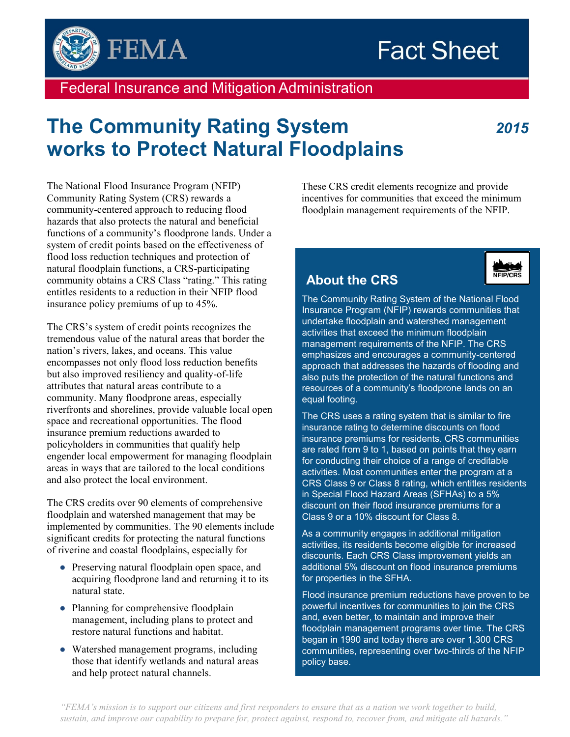FEMA

# Fact Sheet

Federal Insurance and Mitigation Administration

# The Community Rating System works to Protect Natural Floodplains

***2015***

The National Flood Insurance Program (NFIP) Community Rating System (CRS) rewards a community-centered approach to reducing flood hazards that also protects the natural and beneficial functions of a community's floodprone lands. Under a system of credit points based on the effectiveness of flood loss reduction techniques and protection of natural floodplain functions, a CRS-participating community obtains a CRS Class "rating." This rating entitles residents to a reduction in their NFIP flood insurance policy premiums of up to 45%.

The CRS's system of credit points recognizes the tremendous value of the natural areas that border the nation's rivers, lakes, and oceans. This value encompasses not only flood loss reduction benefits but also improved resiliency and quality-of-life attributes that natural areas contribute to a community. Many floodprone areas, especially riverfronts and shorelines, provide valuable local open space and recreational opportunities. The flood insurance premium reductions awarded to policyholders in communities that qualify help engender local empowerment for managing floodplain areas in ways that are tailored to the local conditions and also protect the local environment.

The CRS credits over 90 elements of comprehensive floodplain and watershed management that may be implemented by communities. The 90 elements include significant credits for protecting the natural functions of riverine and coastal floodplains, especially for

- Preserving natural floodplain open space, and acquiring floodprone land and returning it to its natural state.
- Planning for comprehensive floodplain management, including plans to protect and restore natural functions and habitat.
- Watershed management programs, including those that identify wetlands and natural areas and help protect natural channels.

These CRS credit elements recognize and provide incentives for communities that exceed the minimum floodplain management requirements of the NFIP.

## About the CRS

NFIP/CRS

The Community Rating System of the National Flood Insurance Program (NFIP) rewards communities that undertake floodplain and watershed management activities that exceed the minimum floodplain management requirements of the NFIP. The CRS emphasizes and encourages a community-centered approach that addresses the hazards of flooding and also puts the protection of the natural functions and resources of a community's floodprone lands on an equal footing.

The CRS uses a rating system that is similar to fire insurance rating to determine discounts on flood insurance premiums for residents. CRS communities are rated from 9 to 1, based on points that they earn for conducting their choice of a range of creditable activities. Most communities enter the program at a CRS Class 9 or Class 8 rating, which entitles residents in Special Flood Hazard Areas (SFHAs) to a 5% discount on their flood insurance premiums for a Class 9 or a 10% discount for Class 8.

As a community engages in additional mitigation activities, its residents become eligible for increased discounts. Each CRS Class improvement yields an additional 5% discount on flood insurance premiums for properties in the SFHA.

Flood insurance premium reductions have proven to be powerful incentives for communities to join the CRS and, even better, to maintain and improve their floodplain management programs over time. The CRS began in 1990 and today there are over 1,300 CRS communities, representing over two-thirds of the NFIP policy base.

*"FEMA's mission is to support our citizens and first responders to ensure that as a nation we work together to build, sustain, and improve our capability to prepare for, protect against, respond to, recover from, and mitigate all hazards."*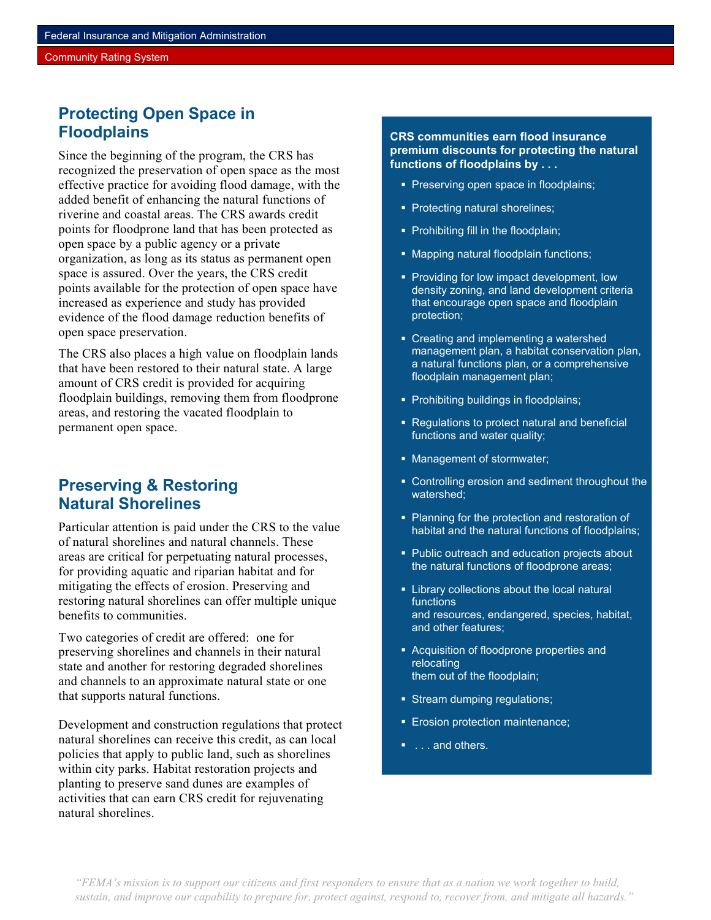## Protecting Open Space in Floodplains

Since the beginning of the program, the CRS has recognized the preservation of open space as the most effective practice for avoiding flood damage, with the added benefit of enhancing the natural functions of riverine and coastal areas. The CRS awards credit points for floodprone land that has been protected as open space by a public agency or a private organization, as long as its status as permanent open space is assured. Over the years, the CRS credit points available for the protection of open space have increased as experience and study has provided evidence of the flood damage reduction benefits of open space preservation.

The CRS also places a high value on floodplain lands that have been restored to their natural state. A large amount of CRS credit is provided for acquiring floodplain buildings, removing them from floodprone areas, and restoring the vacated floodplain to permanent open space.

## Preserving & Restoring Natural Shorelines

Particular attention is paid under the CRS to the value of natural shorelines and natural channels. These areas are critical for perpetuating natural processes, for providing aquatic and riparian habitat and for mitigating the effects of erosion. Preserving and restoring natural shorelines can offer multiple unique benefits to communities.

Two categories of credit are offered: one for preserving shorelines and channels in their natural state and another for restoring degraded shorelines and channels to an approximate natural state or one that supports natural functions.

Development and construction regulations that protect natural shorelines can receive this credit, as can local policies that apply to public land, such as shorelines within city parks. Habitat restoration projects and planting to preserve sand dunes are examples of activities that can earn CRS credit for rejuvenating natural shorelines.

**CRS communities earn flood insurance premium discounts for protecting the natural functions of floodplains by . . .**

- Preserving open space in floodplains;
- Protecting natural shorelines;
- Prohibiting fill in the floodplain;
- Mapping natural floodplain functions;
- Providing for low impact development, low density zoning, and land development criteria that encourage open space and floodplain protection;
- Creating and implementing a watershed management plan, a habitat conservation plan, a natural functions plan, or a comprehensive floodplain management plan;
- Prohibiting buildings in floodplains;
- Regulations to protect natural and beneficial functions and water quality;
- Management of stormwater;
- Controlling erosion and sediment throughout the watershed;
- Planning for the protection and restoration of habitat and the natural functions of floodplains;
- Public outreach and education projects about the natural functions of floodprone areas;
- Library collections about the local natural functions and resources, endangered, species, habitat, and other features;
- Acquisition of floodprone properties and relocating them out of the floodplain;
- Stream dumping regulations;
- Erosion protection maintenance;
- . . . and others.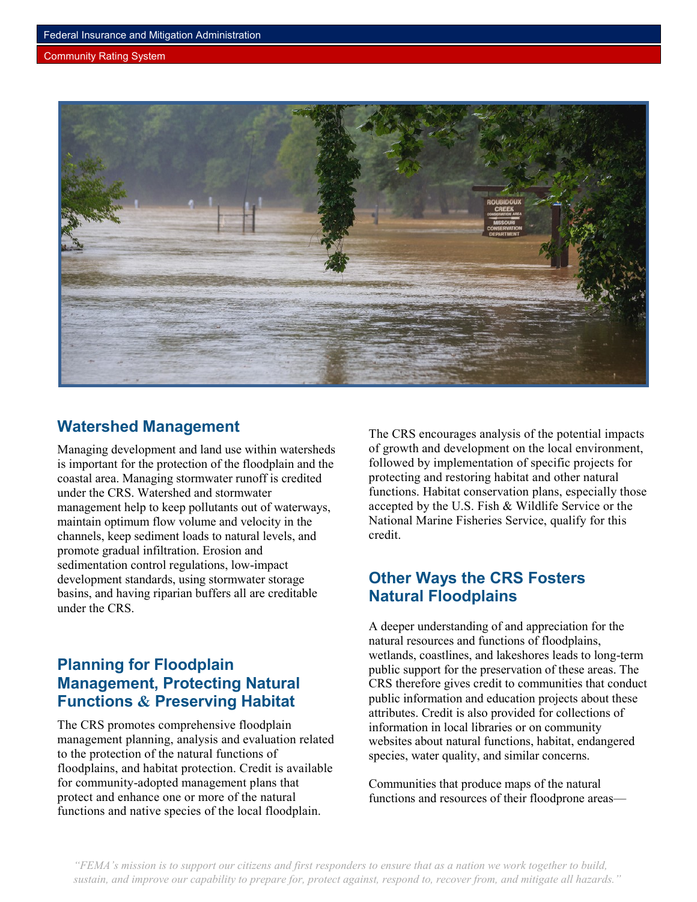## Watershed Management

Managing development and land use within watersheds is important for the protection of the floodplain and the coastal area. Managing stormwater runoff is credited under the CRS. Watershed and stormwater management help to keep pollutants out of waterways, maintain optimum flow volume and velocity in the channels, keep sediment loads to natural levels, and promote gradual infiltration. Erosion and sedimentation control regulations, low-impact development standards, using stormwater storage basins, and having riparian buffers all are creditable under the CRS.

## Planning for Floodplain Management, Protecting Natural Functions & Preserving Habitat

The CRS promotes comprehensive floodplain management planning, analysis and evaluation related to the protection of the natural functions of floodplains, and habitat protection. Credit is available for community-adopted management plans that protect and enhance one or more of the natural functions and native species of the local floodplain.

The CRS encourages analysis of the potential impacts of growth and development on the local environment, followed by implementation of specific projects for protecting and restoring habitat and other natural functions. Habitat conservation plans, especially those accepted by the U.S. Fish & Wildlife Service or the National Marine Fisheries Service, qualify for this credit.

## Other Ways the CRS Fosters Natural Floodplains

A deeper understanding of and appreciation for the natural resources and functions of floodplains, wetlands, coastlines, and lakeshores leads to long-term public support for the preservation of these areas. The CRS therefore gives credit to communities that conduct public information and education projects about these attributes. Credit is also provided for collections of information in local libraries or on community websites about natural functions, habitat, endangered species, water quality, and similar concerns.

Communities that produce maps of the natural functions and resources of their floodprone areas—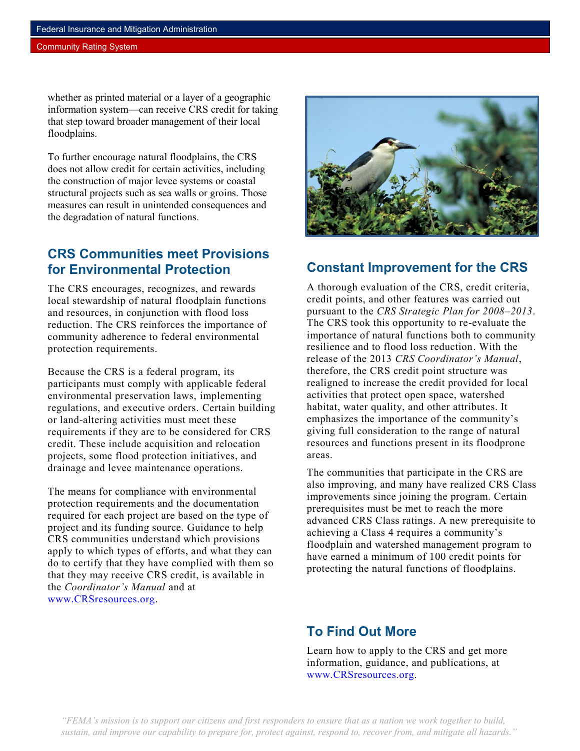whether as printed material or a layer of a geographic information system—can receive CRS credit for taking that step toward broader management of their local floodplains.

To further encourage natural floodplains, the CRS does not allow credit for certain activities, including the construction of major levee systems or coastal structural projects such as sea walls or groins. Those measures can result in unintended consequences and the degradation of natural functions.

## CRS Communities meet Provisions for Environmental Protection

The CRS encourages, recognizes, and rewards local stewardship of natural floodplain functions and resources, in conjunction with flood loss reduction. The CRS reinforces the importance of community adherence to federal environmental protection requirements.

Because the CRS is a federal program, its participants must comply with applicable federal environmental preservation laws, implementing regulations, and executive orders. Certain building or land-altering activities must meet these requirements if they are to be considered for CRS credit. These include acquisition and relocation projects, some flood protection initiatives, and drainage and levee maintenance operations.

The means for compliance with environmental protection requirements and the documentation required for each project are based on the type of project and its funding source. Guidance to help CRS communities understand which provisions apply to which types of efforts, and what they can do to certify that they have complied with them so that they may receive CRS credit, is available in the *Coordinator's Manual* and at www.CRSresources.org.

## Constant Improvement for the CRS

A thorough evaluation of the CRS, credit criteria, credit points, and other features was carried out pursuant to the *CRS Strategic Plan for 2008–2013*. The CRS took this opportunity to re-evaluate the importance of natural functions both to community resilience and to flood loss reduction. With the release of the 2013 *CRS Coordinator's Manual*, therefore, the CRS credit point structure was realigned to increase the credit provided for local activities that protect open space, watershed habitat, water quality, and other attributes. It emphasizes the importance of the community's giving full consideration to the range of natural resources and functions present in its floodprone areas.

The communities that participate in the CRS are also improving, and many have realized CRS Class improvements since joining the program. Certain prerequisites must be met to reach the more advanced CRS Class ratings. A new prerequisite to achieving a Class 4 requires a community's floodplain and watershed management program to have earned a minimum of 100 credit points for protecting the natural functions of floodplains.

## To Find Out More

Learn how to apply to the CRS and get more information, guidance, and publications, at www.CRSresources.org.

*"FEMA's mission is to support our citizens and first responders to ensure that as a nation we work together to build, sustain, and improve our capability to prepare for, protect against, respond to, recover from, and mitigate all hazards."*